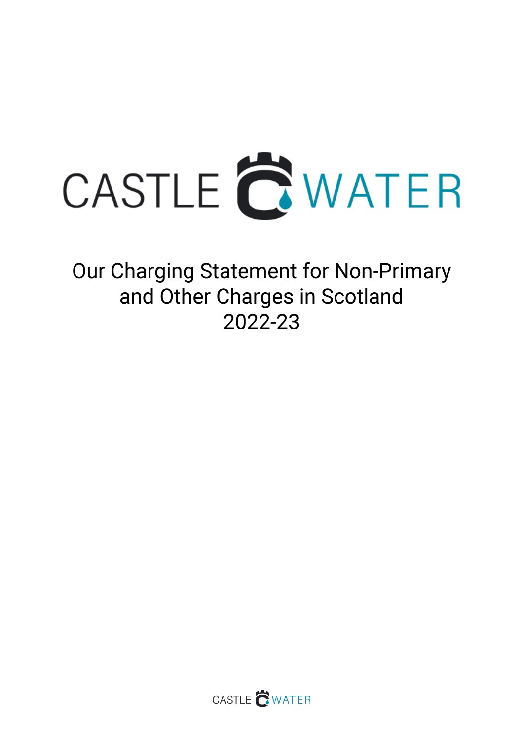# CASTLE WATER

# Our Charging Statement for Non-Primary and Other Charges in Scotland 2022-23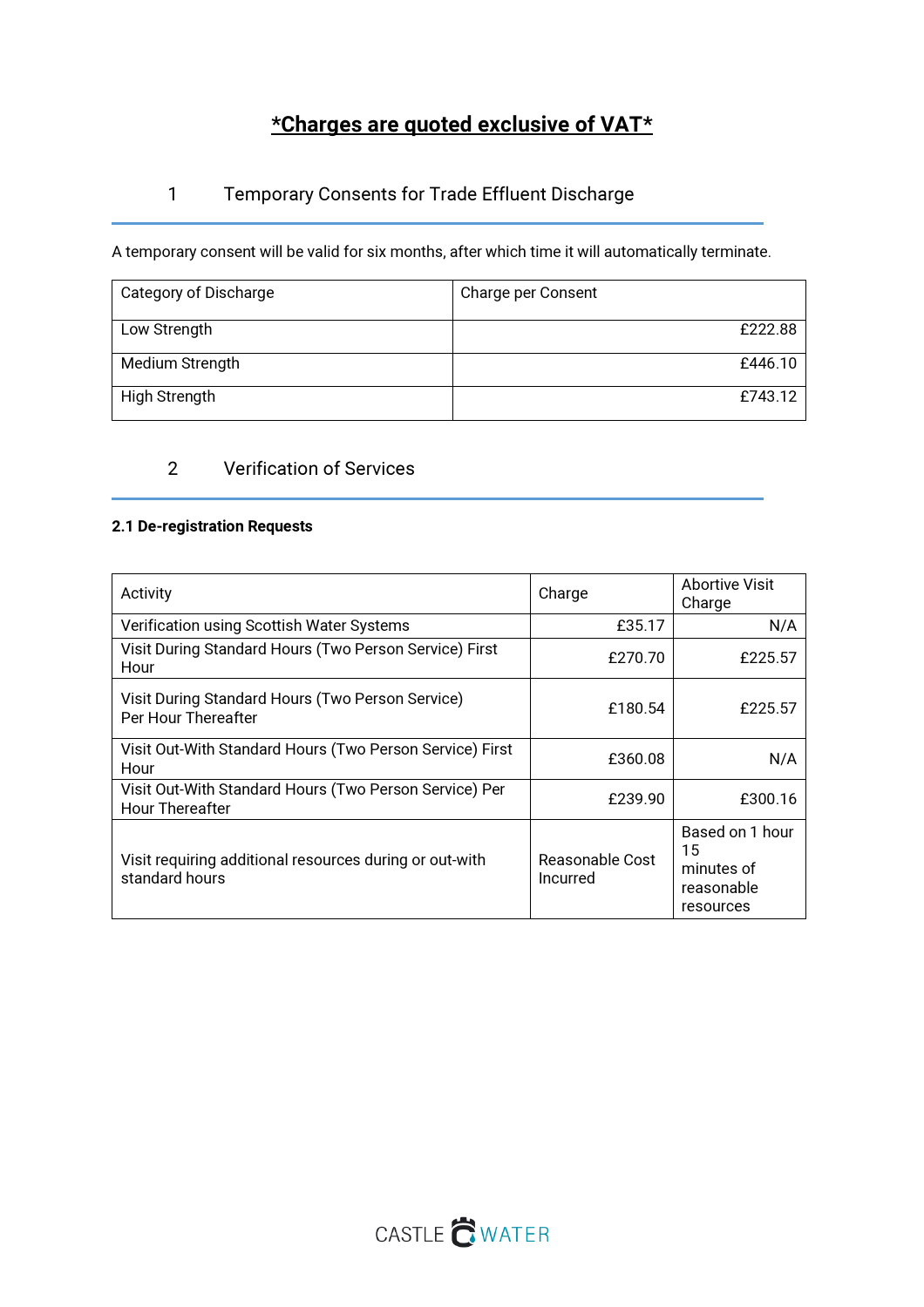**\*Charges are quoted exclusive of VAT\***

## 1 Temporary Consents for Trade Effluent Discharge

A temporary consent will be valid for six months, after which time it will automatically terminate.

| Category of Discharge | Charge per Consent |
|---|---|
| Low Strength | £222.88 |
| Medium Strength | £446.10 |
| High Strength | £743.12 |

## 2 Verification of Services

### 2.1 De-registration Requests

| Activity | Charge | Abortive Visit Charge |
|---|---|---|
| Verification using Scottish Water Systems | £35.17 | N/A |
| Visit During Standard Hours (Two Person Service) First Hour | £270.70 | £225.57 |
| Visit During Standard Hours (Two Person Service) Per Hour Thereafter | £180.54 | £225.57 |
| Visit Out-With Standard Hours (Two Person Service) First Hour | £360.08 | N/A |
| Visit Out-With Standard Hours (Two Person Service) Per Hour Thereafter | £239.90 | £300.16 |
| Visit requiring additional resources during or out-with standard hours | Reasonable Cost Incurred | Based on 1 hour 15 minutes of reasonable resources |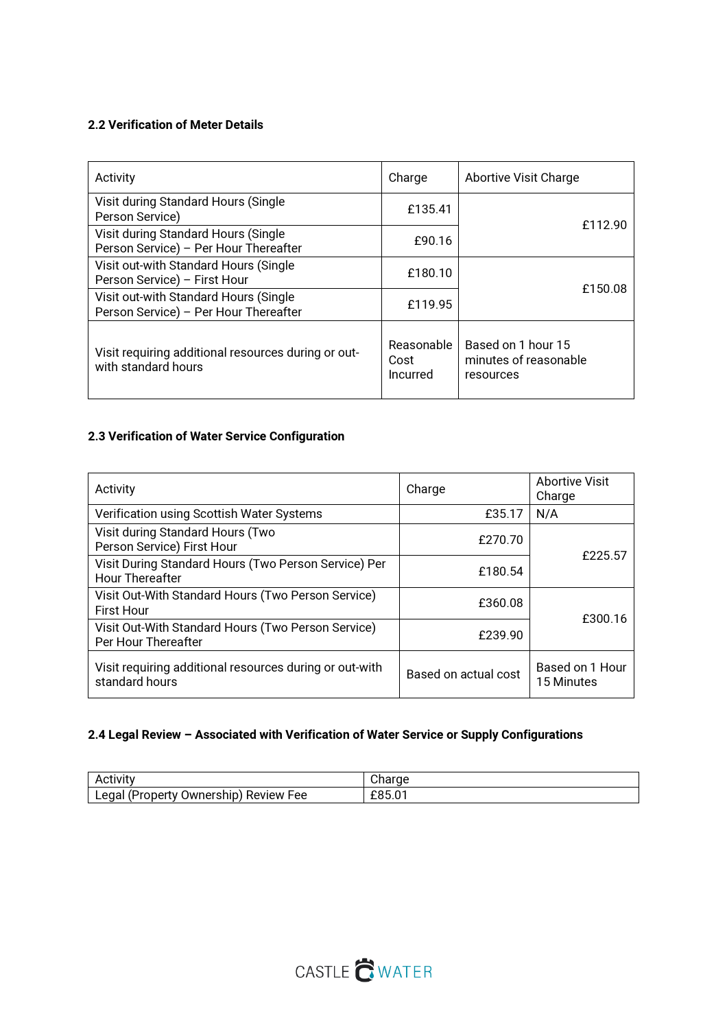### 2.2 Verification of Meter Details

| Activity | Charge | Abortive Visit Charge |
| --- | --- | --- |
| Visit during Standard Hours (Single Person Service) | £135.41 | £112.90 |
| Visit during Standard Hours (Single Person Service) – Per Hour Thereafter | £90.16 | |
| Visit out-with Standard Hours (Single Person Service) – First Hour | £180.10 | £150.08 |
| Visit out-with Standard Hours (Single Person Service) – Per Hour Thereafter | £119.95 | |
| Visit requiring additional resources during or out-with standard hours | Reasonable Cost Incurred | Based on 1 hour 15 minutes of reasonable resources |

### 2.3 Verification of Water Service Configuration

| Activity | Charge | Abortive Visit Charge |
| --- | --- | --- |
| Verification using Scottish Water Systems | £35.17 | N/A |
| Visit during Standard Hours (Two Person Service) First Hour | £270.70 | £225.57 |
| Visit During Standard Hours (Two Person Service) Per Hour Thereafter | £180.54 | |
| Visit Out-With Standard Hours (Two Person Service) First Hour | £360.08 | £300.16 |
| Visit Out-With Standard Hours (Two Person Service) Per Hour Thereafter | £239.90 | |
| Visit requiring additional resources during or out-with standard hours | Based on actual cost | Based on 1 Hour 15 Minutes |

### 2.4 Legal Review – Associated with Verification of Water Service or Supply Configurations

| Activity | Charge |
| --- | --- |
| Legal (Property Ownership) Review Fee | £85.01 |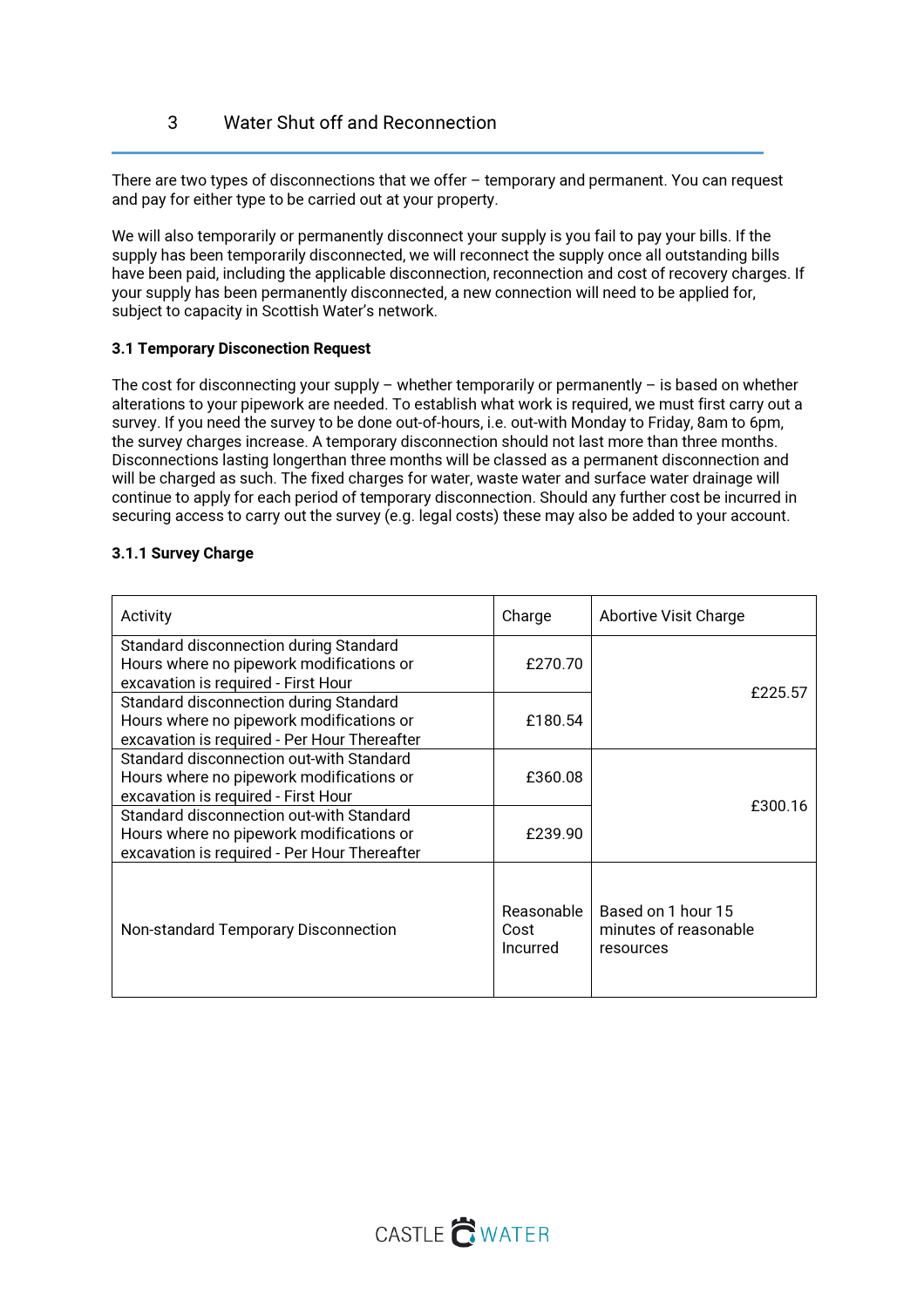# 3 Water Shut off and Reconnection

There are two types of disconnections that we offer – temporary and permanent. You can request and pay for either type to be carried out at your property.

We will also temporarily or permanently disconnect your supply is you fail to pay your bills. If the supply has been temporarily disconnected, we will reconnect the supply once all outstanding bills have been paid, including the applicable disconnection, reconnection and cost of recovery charges. If your supply has been permanently disconnected, a new connection will need to be applied for, subject to capacity in Scottish Water's network.

### 3.1 Temporary Disconection Request

The cost for disconnecting your supply – whether temporarily or permanently – is based on whether alterations to your pipework are needed. To establish what work is required, we must first carry out a survey. If you need the survey to be done out-of-hours, i.e. out-with Monday to Friday, 8am to 6pm, the survey charges increase. A temporary disconnection should not last more than three months. Disconnections lasting longerthan three months will be classed as a permanent disconnection and will be charged as such. The fixed charges for water, waste water and surface water drainage will continue to apply for each period of temporary disconnection. Should any further cost be incurred in securing access to carry out the survey (e.g. legal costs) these may also be added to your account.

#### 3.1.1 Survey Charge

| Activity | Charge | Abortive Visit Charge |
|---|---|---|
| Standard disconnection during Standard Hours where no pipework modifications or excavation is required - First Hour | £270.70 | £225.57 |
| Standard disconnection during Standard Hours where no pipework modifications or excavation is required - Per Hour Thereafter | £180.54 | |
| Standard disconnection out-with Standard Hours where no pipework modifications or excavation is required - First Hour | £360.08 | £300.16 |
| Standard disconnection out-with Standard Hours where no pipework modifications or excavation is required - Per Hour Thereafter | £239.90 | |
| Non-standard Temporary Disconnection | Reasonable Cost Incurred | Based on 1 hour 15 minutes of reasonable resources |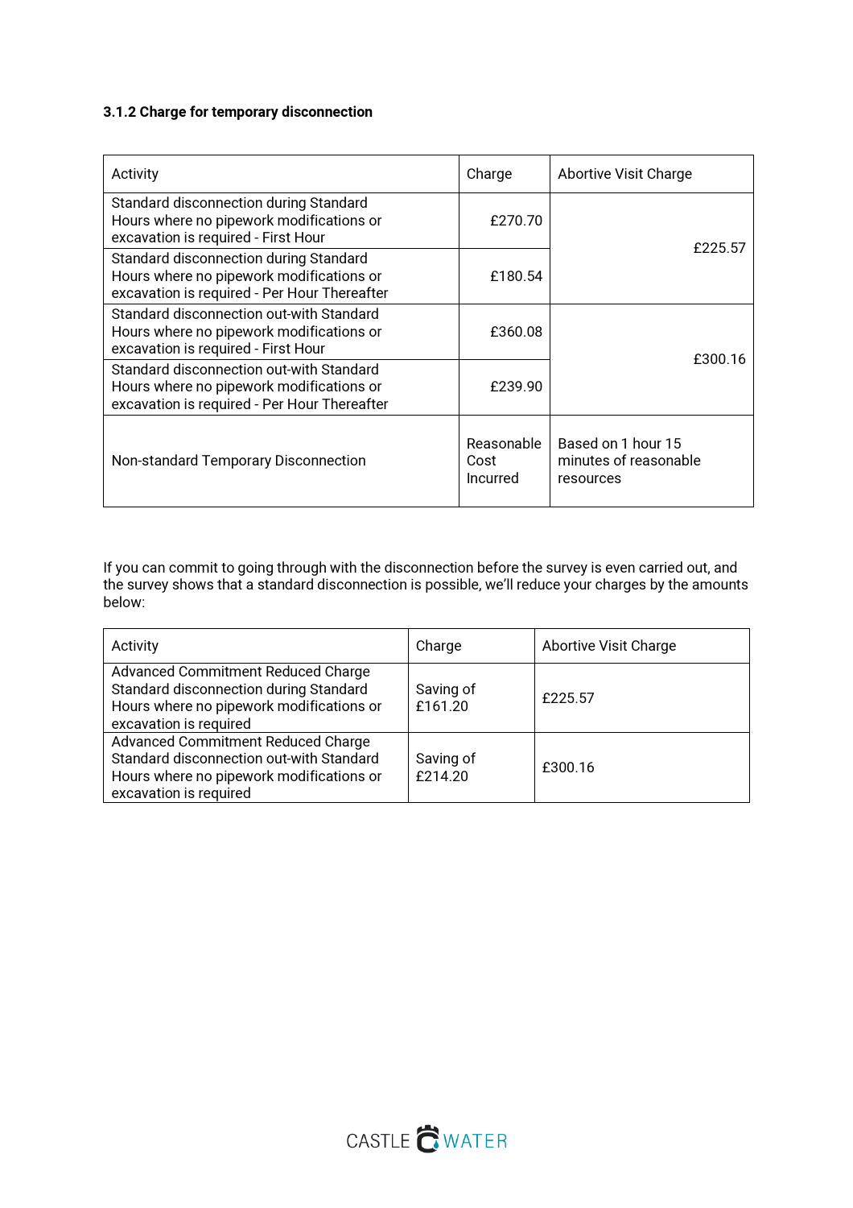### 3.1.2 Charge for temporary disconnection

| Activity | Charge | Abortive Visit Charge |
| --- | --- | --- |
| Standard disconnection during Standard Hours where no pipework modifications or excavation is required - First Hour | £270.70 | £225.57 |
| Standard disconnection during Standard Hours where no pipework modifications or excavation is required - Per Hour Thereafter | £180.54 | |
| Standard disconnection out-with Standard Hours where no pipework modifications or excavation is required - First Hour | £360.08 | £300.16 |
| Standard disconnection out-with Standard Hours where no pipework modifications or excavation is required - Per Hour Thereafter | £239.90 | |
| Non-standard Temporary Disconnection | Reasonable Cost Incurred | Based on 1 hour 15 minutes of reasonable resources |

If you can commit to going through with the disconnection before the survey is even carried out, and the survey shows that a standard disconnection is possible, we'll reduce your charges by the amounts below:

| Activity | Charge | Abortive Visit Charge |
| --- | --- | --- |
| Advanced Commitment Reduced Charge Standard disconnection during Standard Hours where no pipework modifications or excavation is required | Saving of £161.20 | £225.57 |
| Advanced Commitment Reduced Charge Standard disconnection out-with Standard Hours where no pipework modifications or excavation is required | Saving of £214.20 | £300.16 |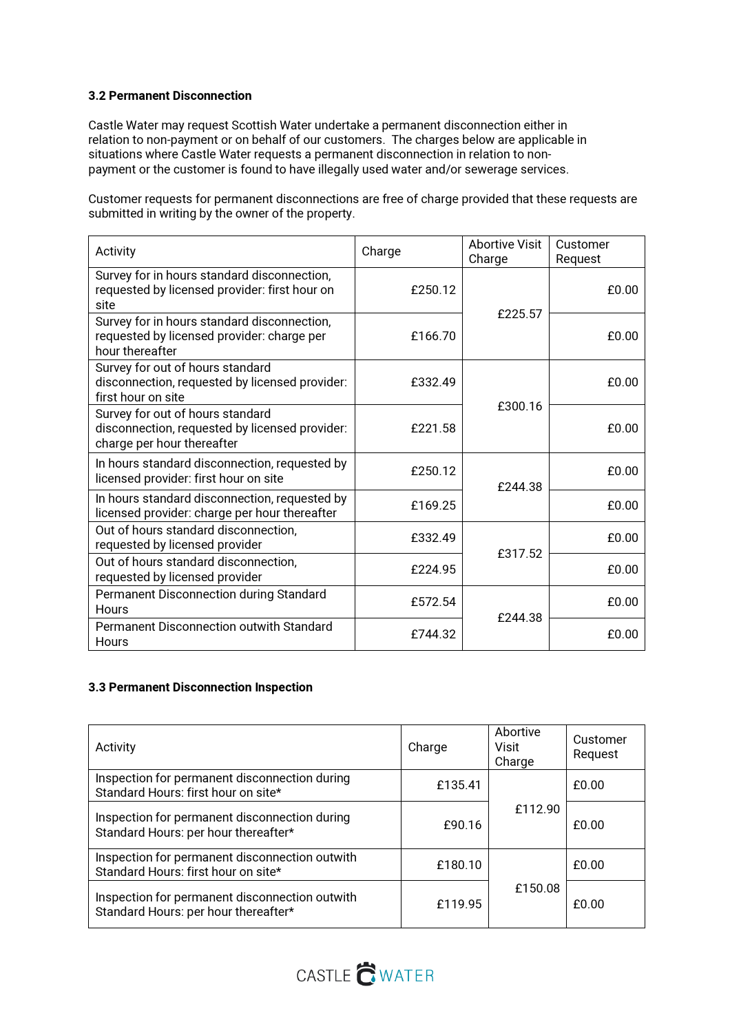**3.2 Permanent Disconnection**

Castle Water may request Scottish Water undertake a permanent disconnection either in relation to non-payment or on behalf of our customers. The charges below are applicable in situations where Castle Water requests a permanent disconnection in relation to non-payment or the customer is found to have illegally used water and/or sewerage services.

Customer requests for permanent disconnections are free of charge provided that these requests are submitted in writing by the owner of the property.

| Activity | Charge | Abortive Visit Charge | Customer Request |
| --- | --- | --- | --- |
| Survey for in hours standard disconnection, requested by licensed provider: first hour on site | £250.12 | £225.57 | £0.00 |
| Survey for in hours standard disconnection, requested by licensed provider: charge per hour thereafter | £166.70 | | £0.00 |
| Survey for out of hours standard disconnection, requested by licensed provider: first hour on site | £332.49 | £300.16 | £0.00 |
| Survey for out of hours standard disconnection, requested by licensed provider: charge per hour thereafter | £221.58 | | £0.00 |
| In hours standard disconnection, requested by licensed provider: first hour on site | £250.12 | £244.38 | £0.00 |
| In hours standard disconnection, requested by licensed provider: charge per hour thereafter | £169.25 | | £0.00 |
| Out of hours standard disconnection, requested by licensed provider | £332.49 | £317.52 | £0.00 |
| Out of hours standard disconnection, requested by licensed provider | £224.95 | | £0.00 |
| Permanent Disconnection during Standard Hours | £572.54 | £244.38 | £0.00 |
| Permanent Disconnection outwith Standard Hours | £744.32 | | £0.00 |

**3.3 Permanent Disconnection Inspection**

| Activity | Charge | Abortive Visit Charge | Customer Request |
| --- | --- | --- | --- |
| Inspection for permanent disconnection during Standard Hours: first hour on site* | £135.41 | £112.90 | £0.00 |
| Inspection for permanent disconnection during Standard Hours: per hour thereafter* | £90.16 | | £0.00 |
| Inspection for permanent disconnection outwith Standard Hours: first hour on site* | £180.10 | £150.08 | £0.00 |
| Inspection for permanent disconnection outwith Standard Hours: per hour thereafter* | £119.95 | | £0.00 |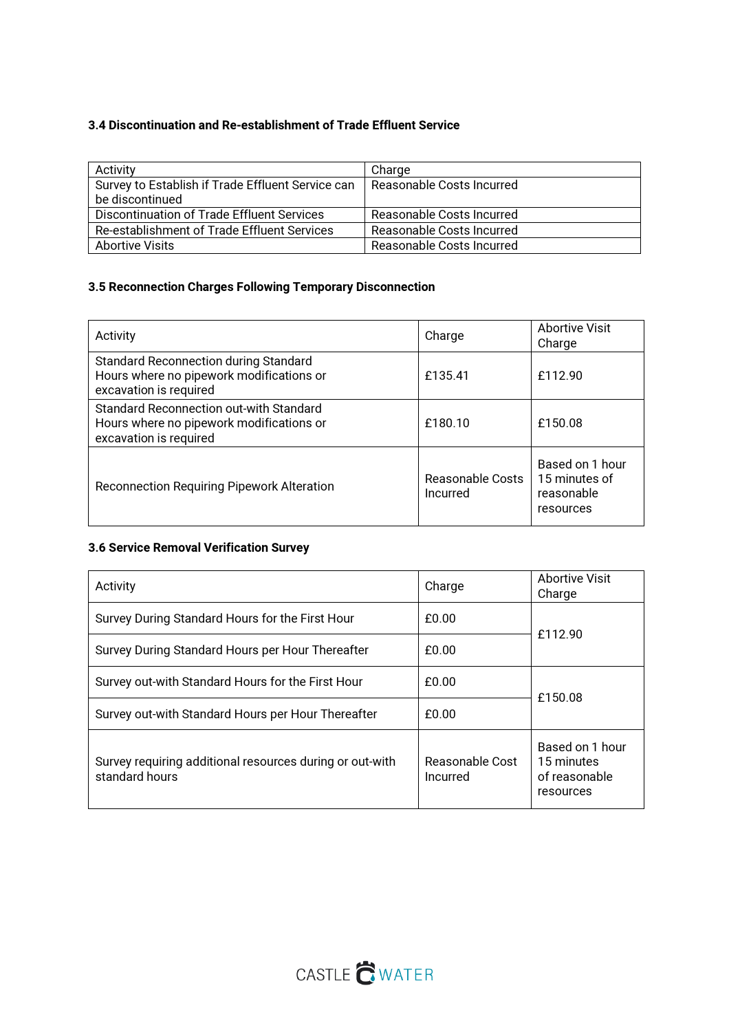### 3.4 Discontinuation and Re-establishment of Trade Effluent Service

| Activity | Charge |
|---|---|
| Survey to Establish if Trade Effluent Service can be discontinued | Reasonable Costs Incurred |
| Discontinuation of Trade Effluent Services | Reasonable Costs Incurred |
| Re-establishment of Trade Effluent Services | Reasonable Costs Incurred |
| Abortive Visits | Reasonable Costs Incurred |

### 3.5 Reconnection Charges Following Temporary Disconnection

| Activity | Charge | Abortive Visit Charge |
|---|---|---|
| Standard Reconnection during Standard Hours where no pipework modifications or excavation is required | £135.41 | £112.90 |
| Standard Reconnection out-with Standard Hours where no pipework modifications or excavation is required | £180.10 | £150.08 |
| Reconnection Requiring Pipework Alteration | Reasonable Costs Incurred | Based on 1 hour 15 minutes of reasonable resources |

### 3.6 Service Removal Verification Survey

| Activity | Charge | Abortive Visit Charge |
|---|---|---|
| Survey During Standard Hours for the First Hour | £0.00 | £112.90 |
| Survey During Standard Hours per Hour Thereafter | £0.00 | |
| Survey out-with Standard Hours for the First Hour | £0.00 | £150.08 |
| Survey out-with Standard Hours per Hour Thereafter | £0.00 | |
| Survey requiring additional resources during or out-with standard hours | Reasonable Cost Incurred | Based on 1 hour 15 minutes of reasonable resources |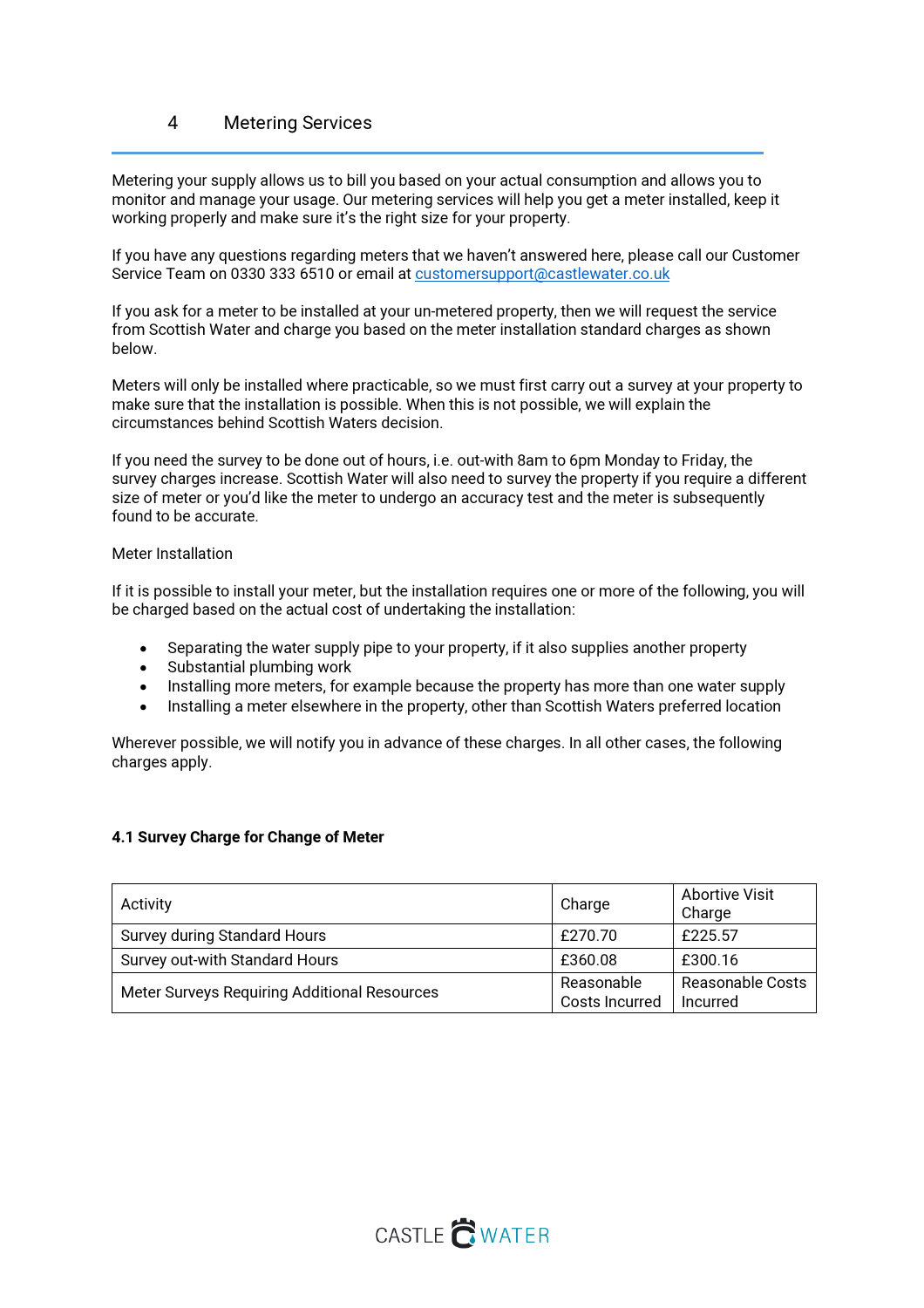# 4 Metering Services

Metering your supply allows us to bill you based on your actual consumption and allows you to monitor and manage your usage. Our metering services will help you get a meter installed, keep it working properly and make sure it's the right size for your property.

If you have any questions regarding meters that we haven't answered here, please call our Customer Service Team on 0330 333 6510 or email at customersupport@castlewater.co.uk

If you ask for a meter to be installed at your un-metered property, then we will request the service from Scottish Water and charge you based on the meter installation standard charges as shown below.

Meters will only be installed where practicable, so we must first carry out a survey at your property to make sure that the installation is possible. When this is not possible, we will explain the circumstances behind Scottish Waters decision.

If you need the survey to be done out of hours, i.e. out-with 8am to 6pm Monday to Friday, the survey charges increase. Scottish Water will also need to survey the property if you require a different size of meter or you'd like the meter to undergo an accuracy test and the meter is subsequently found to be accurate.

Meter Installation

If it is possible to install your meter, but the installation requires one or more of the following, you will be charged based on the actual cost of undertaking the installation:

- Separating the water supply pipe to your property, if it also supplies another property
- Substantial plumbing work
- Installing more meters, for example because the property has more than one water supply
- Installing a meter elsewhere in the property, other than Scottish Waters preferred location

Wherever possible, we will notify you in advance of these charges. In all other cases, the following charges apply.

### 4.1 Survey Charge for Change of Meter

| Activity | Charge | Abortive Visit Charge |
|---|---|---|
| Survey during Standard Hours | £270.70 | £225.57 |
| Survey out-with Standard Hours | £360.08 | £300.16 |
| Meter Surveys Requiring Additional Resources | Reasonable Costs Incurred | Reasonable Costs Incurred |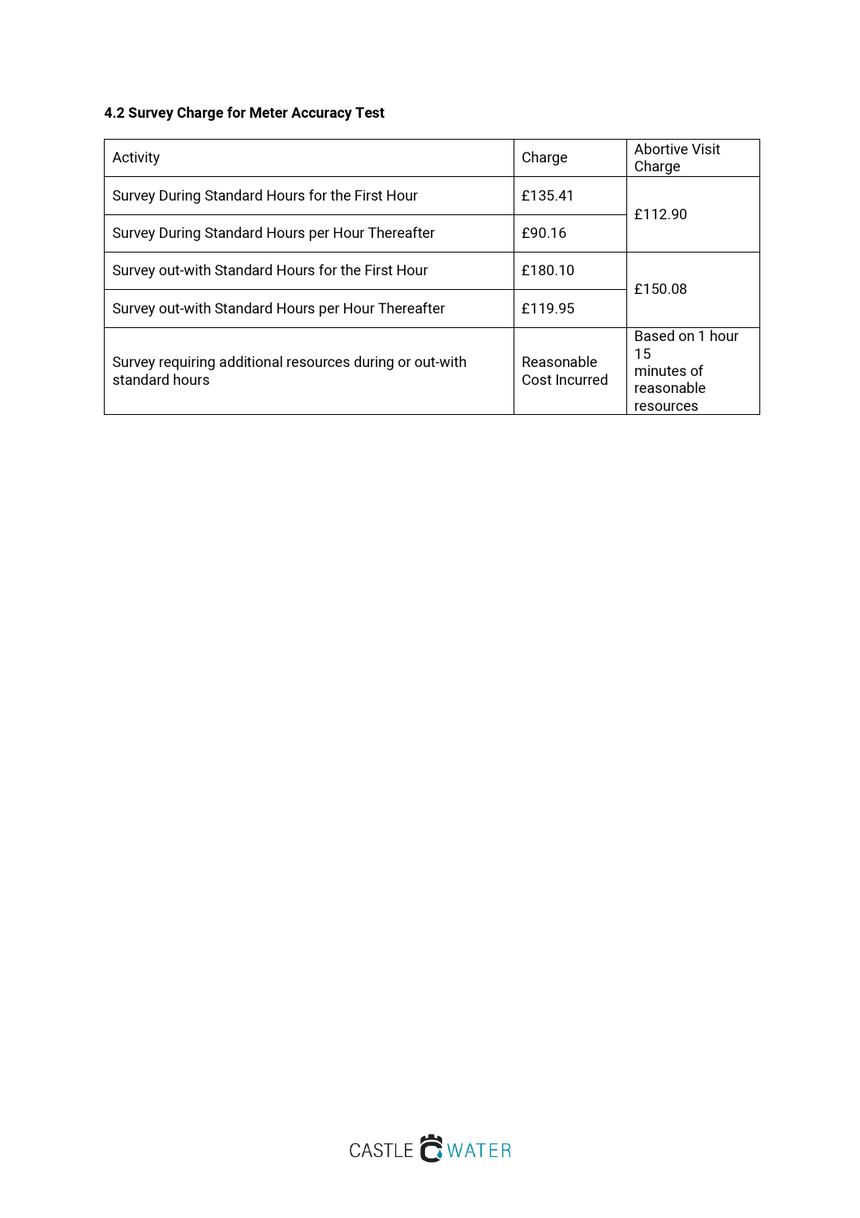### 4.2 Survey Charge for Meter Accuracy Test

| Activity | Charge | Abortive Visit Charge |
|---|---|---|
| Survey During Standard Hours for the First Hour | £135.41 | £112.90 |
| Survey During Standard Hours per Hour Thereafter | £90.16 | |
| Survey out-with Standard Hours for the First Hour | £180.10 | £150.08 |
| Survey out-with Standard Hours per Hour Thereafter | £119.95 | |
| Survey requiring additional resources during or out-with standard hours | Reasonable Cost Incurred | Based on 1 hour 15 minutes of reasonable resources |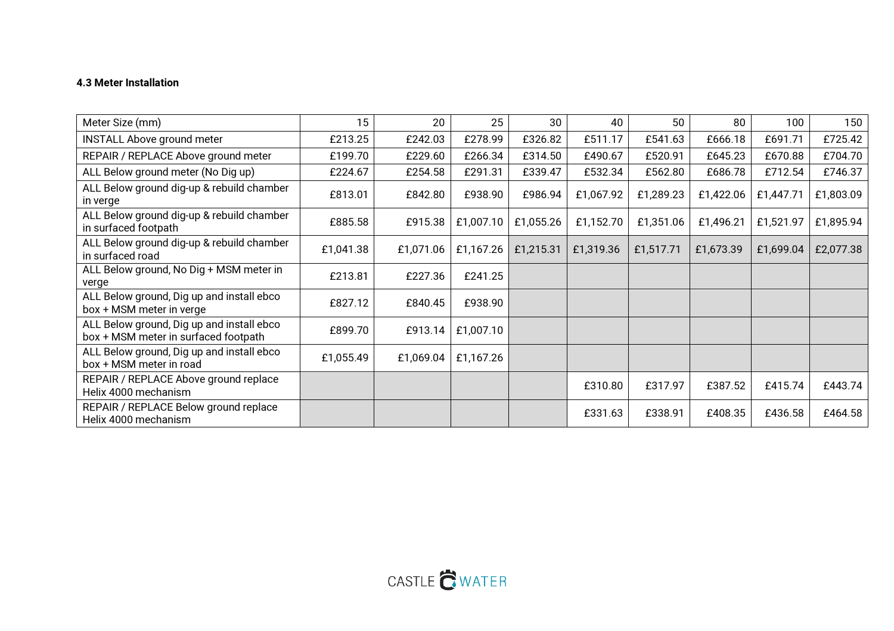#### 4.3 Meter Installation

| Meter Size (mm) | 15 | 20 | 25 | 30 | 40 | 50 | 80 | 100 | 150 |
|---|---|---|---|---|---|---|---|---|---|
| INSTALL Above ground meter | £213.25 | £242.03 | £278.99 | £326.82 | £511.17 | £541.63 | £666.18 | £691.71 | £725.42 |
| REPAIR / REPLACE Above ground meter | £199.70 | £229.60 | £266.34 | £314.50 | £490.67 | £520.91 | £645.23 | £670.88 | £704.70 |
| ALL Below ground meter (No Dig up) | £224.67 | £254.58 | £291.31 | £339.47 | £532.34 | £562.80 | £686.78 | £712.54 | £746.37 |
| ALL Below ground dig-up & rebuild chamber in verge | £813.01 | £842.80 | £938.90 | £986.94 | £1,067.92 | £1,289.23 | £1,422.06 | £1,447.71 | £1,803.09 |
| ALL Below ground dig-up & rebuild chamber in surfaced footpath | £885.58 | £915.38 | £1,007.10 | £1,055.26 | £1,152.70 | £1,351.06 | £1,496.21 | £1,521.97 | £1,895.94 |
| ALL Below ground dig-up & rebuild chamber in surfaced road | £1,041.38 | £1,071.06 | £1,167.26 | £1,215.31 | £1,319.36 | £1,517.71 | £1,673.39 | £1,699.04 | £2,077.38 |
| ALL Below ground, No Dig + MSM meter in verge | £213.81 | £227.36 | £241.25 | | | | | | |
| ALL Below ground, Dig up and install ebco box + MSM meter in verge | £827.12 | £840.45 | £938.90 | | | | | | |
| ALL Below ground, Dig up and install ebco box + MSM meter in surfaced footpath | £899.70 | £913.14 | £1,007.10 | | | | | | |
| ALL Below ground, Dig up and install ebco box + MSM meter in road | £1,055.49 | £1,069.04 | £1,167.26 | | | | | | |
| REPAIR / REPLACE Above ground replace Helix 4000 mechanism | | | | | £310.80 | £317.97 | £387.52 | £415.74 | £443.74 |
| REPAIR / REPLACE Below ground replace Helix 4000 mechanism | | | | | £331.63 | £338.91 | £408.35 | £436.58 | £464.58 |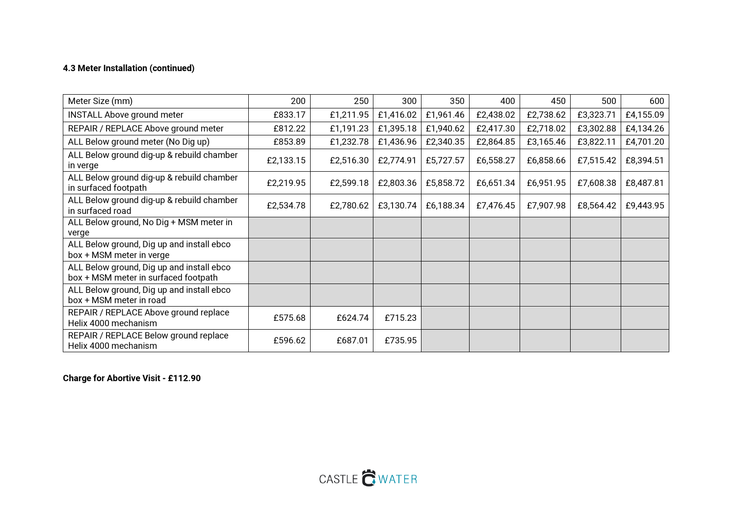**4.3 Meter Installation (continued)**

| Meter Size (mm) | 200 | 250 | 300 | 350 | 400 | 450 | 500 | 600 |
|---|---|---|---|---|---|---|---|---|
| INSTALL Above ground meter | £833.17 | £1,211.95 | £1,416.02 | £1,961.46 | £2,438.02 | £2,738.62 | £3,323.71 | £4,155.09 |
| REPAIR / REPLACE Above ground meter | £812.22 | £1,191.23 | £1,395.18 | £1,940.62 | £2,417.30 | £2,718.02 | £3,302.88 | £4,134.26 |
| ALL Below ground meter (No Dig up) | £853.89 | £1,232.78 | £1,436.96 | £2,340.35 | £2,864.85 | £3,165.46 | £3,822.11 | £4,701.20 |
| ALL Below ground dig-up & rebuild chamber in verge | £2,133.15 | £2,516.30 | £2,774.91 | £5,727.57 | £6,558.27 | £6,858.66 | £7,515.42 | £8,394.51 |
| ALL Below ground dig-up & rebuild chamber in surfaced footpath | £2,219.95 | £2,599.18 | £2,803.36 | £5,858.72 | £6,651.34 | £6,951.95 | £7,608.38 | £8,487.81 |
| ALL Below ground dig-up & rebuild chamber in surfaced road | £2,534.78 | £2,780.62 | £3,130.74 | £6,188.34 | £7,476.45 | £7,907.98 | £8,564.42 | £9,443.95 |
| ALL Below ground, No Dig + MSM meter in verge | | | | | | | | |
| ALL Below ground, Dig up and install ebco box + MSM meter in verge | | | | | | | | |
| ALL Below ground, Dig up and install ebco box + MSM meter in surfaced footpath | | | | | | | | |
| ALL Below ground, Dig up and install ebco box + MSM meter in road | | | | | | | | |
| REPAIR / REPLACE Above ground replace Helix 4000 mechanism | £575.68 | £624.74 | £715.23 | | | | | |
| REPAIR / REPLACE Below ground replace Helix 4000 mechanism | £596.62 | £687.01 | £735.95 | | | | | |

**Charge for Abortive Visit - £112.90**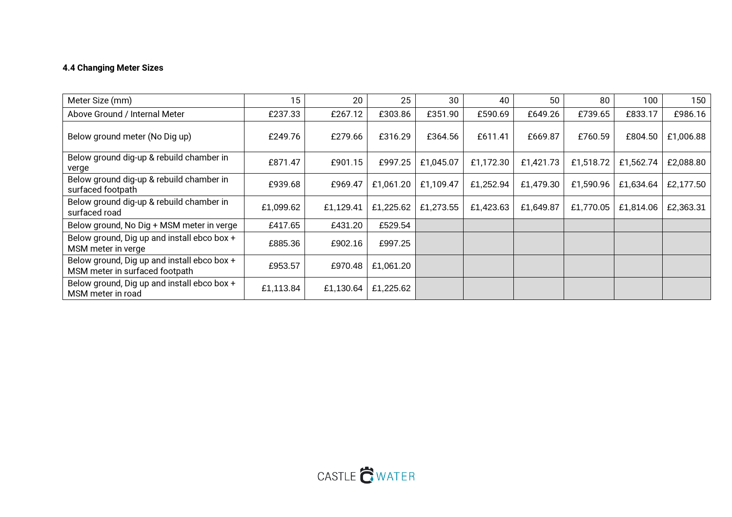### 4.4 Changing Meter Sizes

| Meter Size (mm) | 15 | 20 | 25 | 30 | 40 | 50 | 80 | 100 | 150 |
|---|---|---|---|---|---|---|---|---|---|
| Above Ground / Internal Meter | £237.33 | £267.12 | £303.86 | £351.90 | £590.69 | £649.26 | £739.65 | £833.17 | £986.16 |
| Below ground meter (No Dig up) | £249.76 | £279.66 | £316.29 | £364.56 | £611.41 | £669.87 | £760.59 | £804.50 | £1,006.88 |
| Below ground dig-up & rebuild chamber in verge | £871.47 | £901.15 | £997.25 | £1,045.07 | £1,172.30 | £1,421.73 | £1,518.72 | £1,562.74 | £2,088.80 |
| Below ground dig-up & rebuild chamber in surfaced footpath | £939.68 | £969.47 | £1,061.20 | £1,109.47 | £1,252.94 | £1,479.30 | £1,590.96 | £1,634.64 | £2,177.50 |
| Below ground dig-up & rebuild chamber in surfaced road | £1,099.62 | £1,129.41 | £1,225.62 | £1,273.55 | £1,423.63 | £1,649.87 | £1,770.05 | £1,814.06 | £2,363.31 |
| Below ground, No Dig + MSM meter in verge | £417.65 | £431.20 | £529.54 | | | | | | |
| Below ground, Dig up and install ebco box + MSM meter in verge | £885.36 | £902.16 | £997.25 | | | | | | |
| Below ground, Dig up and install ebco box + MSM meter in surfaced footpath | £953.57 | £970.48 | £1,061.20 | | | | | | |
| Below ground, Dig up and install ebco box + MSM meter in road | £1,113.84 | £1,130.64 | £1,225.62 | | | | | | |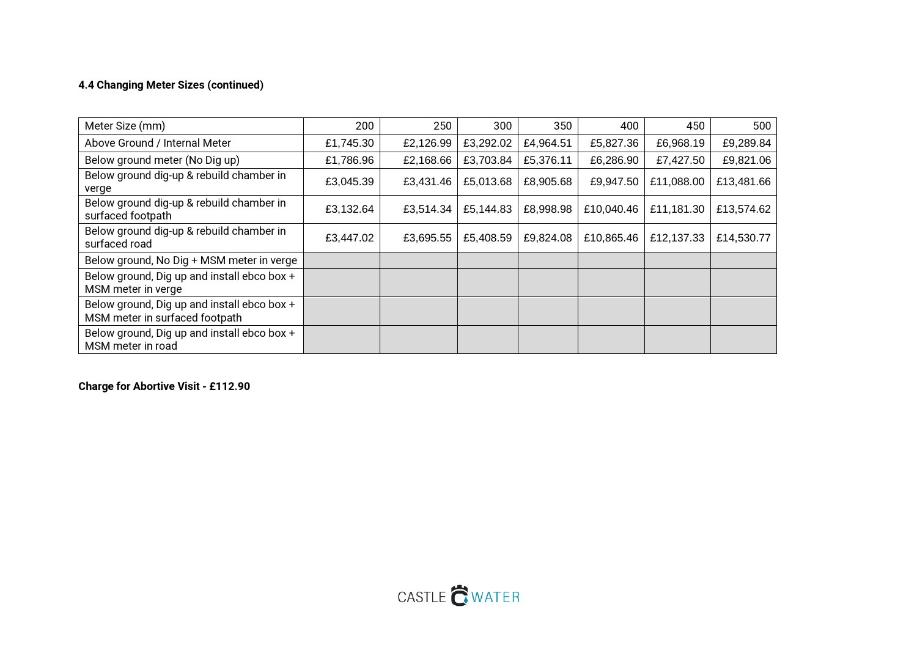**4.4 Changing Meter Sizes (continued)**

| Meter Size (mm) | 200 | 250 | 300 | 350 | 400 | 450 | 500 |
|---|---|---|---|---|---|---|---|
| Above Ground / Internal Meter | £1,745.30 | £2,126.99 | £3,292.02 | £4,964.51 | £5,827.36 | £6,968.19 | £9,289.84 |
| Below ground meter (No Dig up) | £1,786.96 | £2,168.66 | £3,703.84 | £5,376.11 | £6,286.90 | £7,427.50 | £9,821.06 |
| Below ground dig-up & rebuild chamber in verge | £3,045.39 | £3,431.46 | £5,013.68 | £8,905.68 | £9,947.50 | £11,088.00 | £13,481.66 |
| Below ground dig-up & rebuild chamber in surfaced footpath | £3,132.64 | £3,514.34 | £5,144.83 | £8,998.98 | £10,040.46 | £11,181.30 | £13,574.62 |
| Below ground dig-up & rebuild chamber in surfaced road | £3,447.02 | £3,695.55 | £5,408.59 | £9,824.08 | £10,865.46 | £12,137.33 | £14,530.77 |
| Below ground, No Dig + MSM meter in verge | | | | | | | |
| Below ground, Dig up and install ebco box + MSM meter in verge | | | | | | | |
| Below ground, Dig up and install ebco box + MSM meter in surfaced footpath | | | | | | | |
| Below ground, Dig up and install ebco box + MSM meter in road | | | | | | | |

**Charge for Abortive Visit - £112.90**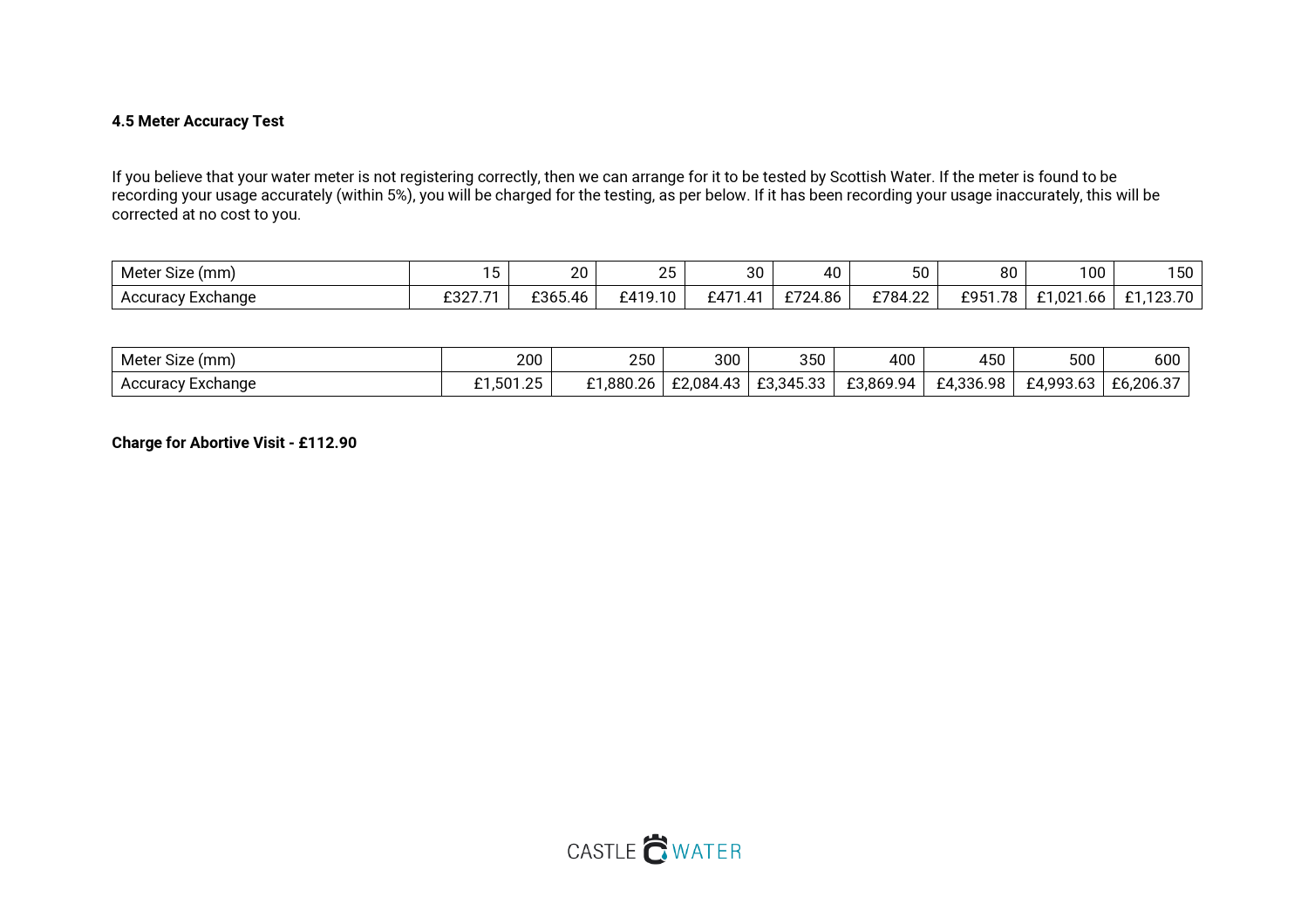**4.5 Meter Accuracy Test**

If you believe that your water meter is not registering correctly, then we can arrange for it to be tested by Scottish Water. If the meter is found to be recording your usage accurately (within 5%), you will be charged for the testing, as per below. If it has been recording your usage inaccurately, this will be corrected at no cost to you.

| Meter Size (mm) | 15 | 20 | 25 | 30 | 40 | 50 | 80 | 100 | 150 |
|---|---|---|---|---|---|---|---|---|---|
| Accuracy Exchange | £327.71 | £365.46 | £419.10 | £471.41 | £724.86 | £784.22 | £951.78 | £1,021.66 | £1,123.70 |

| Meter Size (mm) | 200 | 250 | 300 | 350 | 400 | 450 | 500 | 600 |
|---|---|---|---|---|---|---|---|---|
| Accuracy Exchange | £1,501.25 | £1,880.26 | £2,084.43 | £3,345.33 | £3,869.94 | £4,336.98 | £4,993.63 | £6,206.37 |

**Charge for Abortive Visit - £112.90**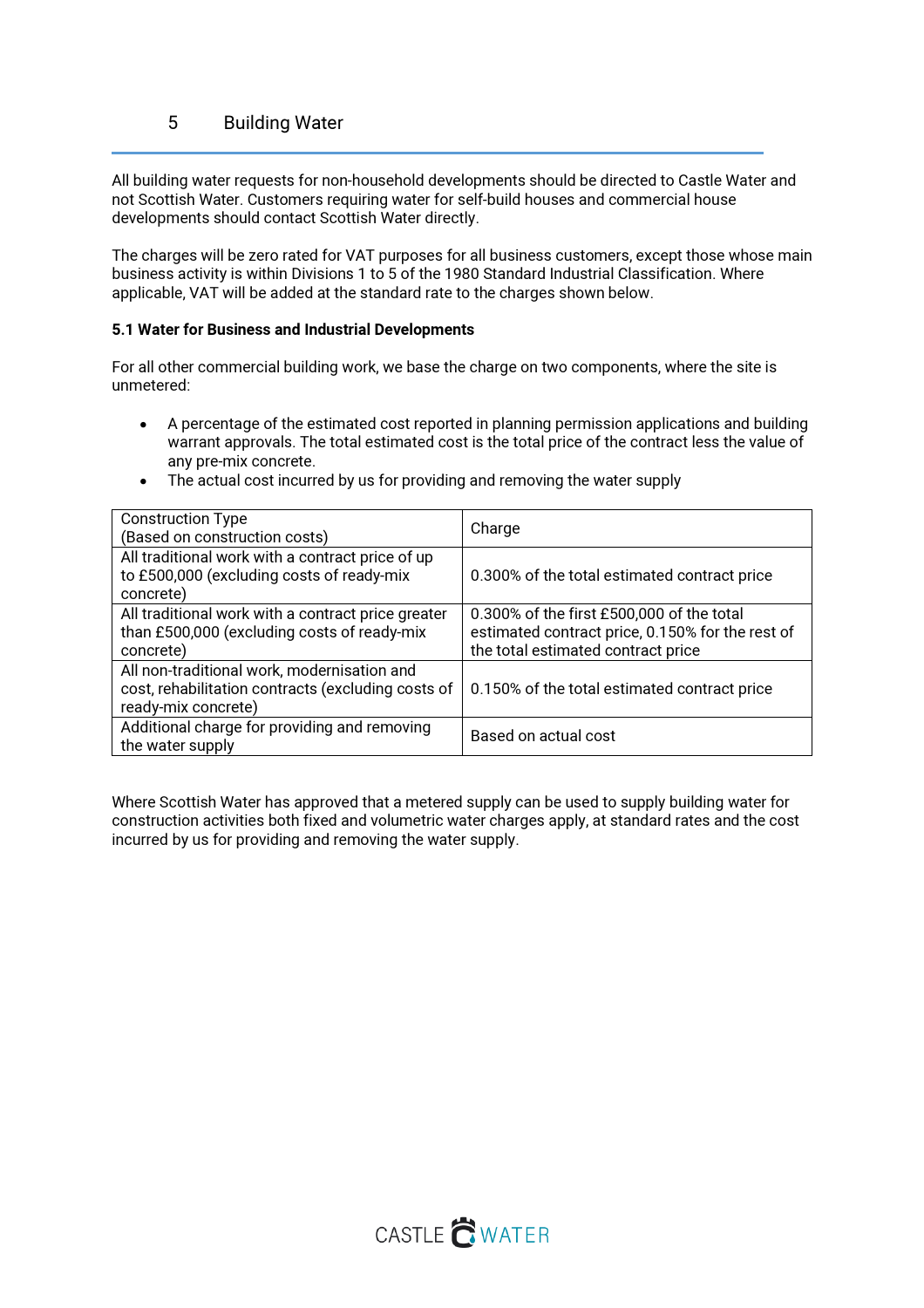# 5 Building Water

All building water requests for non-household developments should be directed to Castle Water and not Scottish Water. Customers requiring water for self-build houses and commercial house developments should contact Scottish Water directly.

The charges will be zero rated for VAT purposes for all business customers, except those whose main business activity is within Divisions 1 to 5 of the 1980 Standard Industrial Classification. Where applicable, VAT will be added at the standard rate to the charges shown below.

**5.1 Water for Business and Industrial Developments**

For all other commercial building work, we base the charge on two components, where the site is unmetered:

- A percentage of the estimated cost reported in planning permission applications and building warrant approvals. The total estimated cost is the total price of the contract less the value of any pre-mix concrete.
- The actual cost incurred by us for providing and removing the water supply

| Construction Type (Based on construction costs) | Charge |
|---|---|
| All traditional work with a contract price of up to £500,000 (excluding costs of ready-mix concrete) | 0.300% of the total estimated contract price |
| All traditional work with a contract price greater than £500,000 (excluding costs of ready-mix concrete) | 0.300% of the first £500,000 of the total estimated contract price, 0.150% for the rest of the total estimated contract price |
| All non-traditional work, modernisation and cost, rehabilitation contracts (excluding costs of ready-mix concrete) | 0.150% of the total estimated contract price |
| Additional charge for providing and removing the water supply | Based on actual cost |

Where Scottish Water has approved that a metered supply can be used to supply building water for construction activities both fixed and volumetric water charges apply, at standard rates and the cost incurred by us for providing and removing the water supply.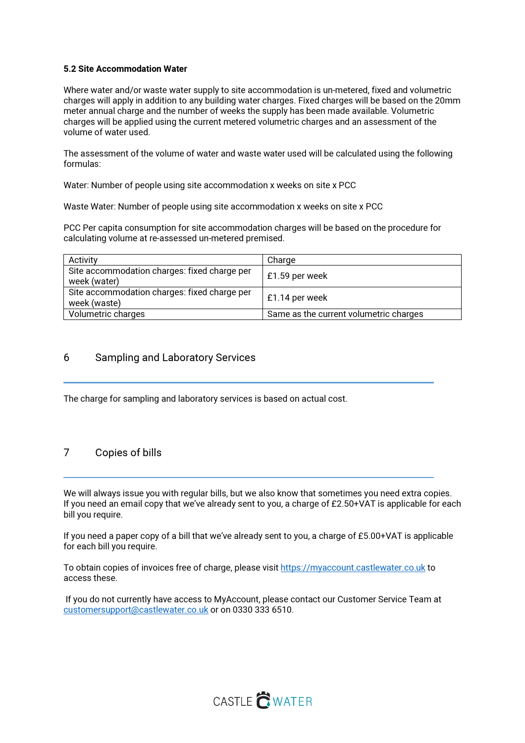### 5.2 Site Accommodation Water

Where water and/or waste water supply to site accommodation is un-metered, fixed and volumetric charges will apply in addition to any building water charges. Fixed charges will be based on the 20mm meter annual charge and the number of weeks the supply has been made available. Volumetric charges will be applied using the current metered volumetric charges and an assessment of the volume of water used.

The assessment of the volume of water and waste water used will be calculated using the following formulas:

Water: Number of people using site accommodation x weeks on site x PCC

Waste Water: Number of people using site accommodation x weeks on site x PCC

PCC Per capita consumption for site accommodation charges will be based on the procedure for calculating volume at re-assessed un-metered premised.

| Activity | Charge |
|---|---|
| Site accommodation charges: fixed charge per week (water) | £1.59 per week |
| Site accommodation charges: fixed charge per week (waste) | £1.14 per week |
| Volumetric charges | Same as the current volumetric charges |

## 6 Sampling and Laboratory Services

The charge for sampling and laboratory services is based on actual cost.

## 7 Copies of bills

We will always issue you with regular bills, but we also know that sometimes you need extra copies. If you need an email copy that we've already sent to you, a charge of £2.50+VAT is applicable for each bill you require.

If you need a paper copy of a bill that we've already sent to you, a charge of £5.00+VAT is applicable for each bill you require.

To obtain copies of invoices free of charge, please visit https://myaccount.castlewater.co.uk to access these.

If you do not currently have access to MyAccount, please contact our Customer Service Team at customersupport@castlewater.co.uk or on 0330 333 6510.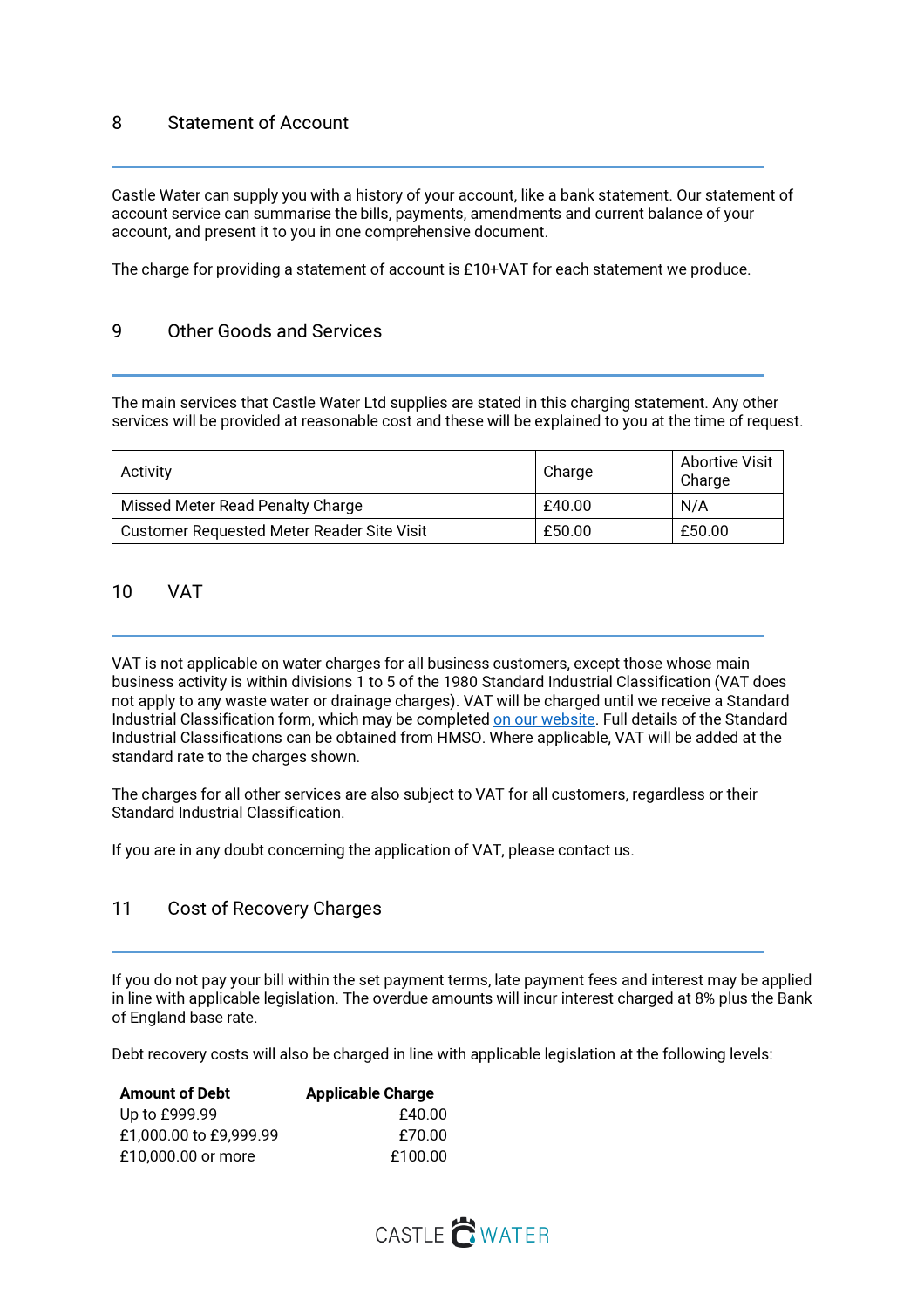## 8 Statement of Account

Castle Water can supply you with a history of your account, like a bank statement. Our statement of account service can summarise the bills, payments, amendments and current balance of your account, and present it to you in one comprehensive document.

The charge for providing a statement of account is £10+VAT for each statement we produce.

## 9 Other Goods and Services

The main services that Castle Water Ltd supplies are stated in this charging statement. Any other services will be provided at reasonable cost and these will be explained to you at the time of request.

| Activity | Charge | Abortive Visit Charge |
|---|---|---|
| Missed Meter Read Penalty Charge | £40.00 | N/A |
| Customer Requested Meter Reader Site Visit | £50.00 | £50.00 |

## 10 VAT

VAT is not applicable on water charges for all business customers, except those whose main business activity is within divisions 1 to 5 of the 1980 Standard Industrial Classification (VAT does not apply to any waste water or drainage charges). VAT will be charged until we receive a Standard Industrial Classification form, which may be completed on our website. Full details of the Standard Industrial Classifications can be obtained from HMSO. Where applicable, VAT will be added at the standard rate to the charges shown.

The charges for all other services are also subject to VAT for all customers, regardless or their Standard Industrial Classification.

If you are in any doubt concerning the application of VAT, please contact us.

## 11 Cost of Recovery Charges

If you do not pay your bill within the set payment terms, late payment fees and interest may be applied in line with applicable legislation. The overdue amounts will incur interest charged at 8% plus the Bank of England base rate.

Debt recovery costs will also be charged in line with applicable legislation at the following levels:

| **Amount of Debt** | **Applicable Charge** |
|---|---|
| Up to £999.99 | £40.00 |
| £1,000.00 to £9,999.99 | £70.00 |
| £10,000.00 or more | £100.00 |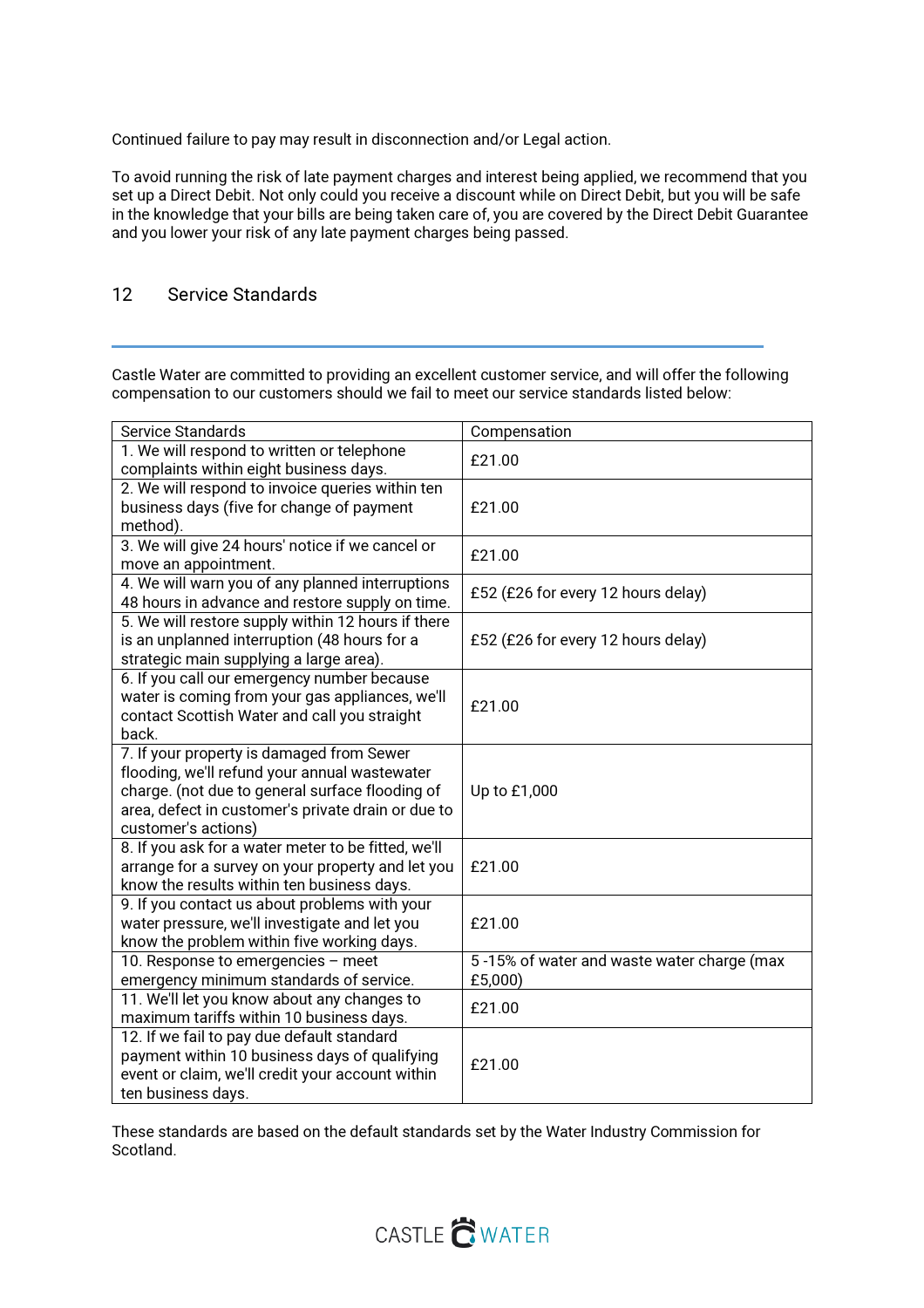Continued failure to pay may result in disconnection and/or Legal action.

To avoid running the risk of late payment charges and interest being applied, we recommend that you set up a Direct Debit. Not only could you receive a discount while on Direct Debit, but you will be safe in the knowledge that your bills are being taken care of, you are covered by the Direct Debit Guarantee and you lower your risk of any late payment charges being passed.

## 12 Service Standards

Castle Water are committed to providing an excellent customer service, and will offer the following compensation to our customers should we fail to meet our service standards listed below:

| Service Standards | Compensation |
|---|---|
| 1. We will respond to written or telephone complaints within eight business days. | £21.00 |
| 2. We will respond to invoice queries within ten business days (five for change of payment method). | £21.00 |
| 3. We will give 24 hours' notice if we cancel or move an appointment. | £21.00 |
| 4. We will warn you of any planned interruptions 48 hours in advance and restore supply on time. | £52 (£26 for every 12 hours delay) |
| 5. We will restore supply within 12 hours if there is an unplanned interruption (48 hours for a strategic main supplying a large area). | £52 (£26 for every 12 hours delay) |
| 6. If you call our emergency number because water is coming from your gas appliances, we'll contact Scottish Water and call you straight back. | £21.00 |
| 7. If your property is damaged from Sewer flooding, we'll refund your annual wastewater charge. (not due to general surface flooding of area, defect in customer's private drain or due to customer's actions) | Up to £1,000 |
| 8. If you ask for a water meter to be fitted, we'll arrange for a survey on your property and let you know the results within ten business days. | £21.00 |
| 9. If you contact us about problems with your water pressure, we'll investigate and let you know the problem within five working days. | £21.00 |
| 10. Response to emergencies – meet emergency minimum standards of service. | 5 -15% of water and waste water charge (max £5,000) |
| 11. We'll let you know about any changes to maximum tariffs within 10 business days. | £21.00 |
| 12. If we fail to pay due default standard payment within 10 business days of qualifying event or claim, we'll credit your account within ten business days. | £21.00 |

These standards are based on the default standards set by the Water Industry Commission for Scotland.